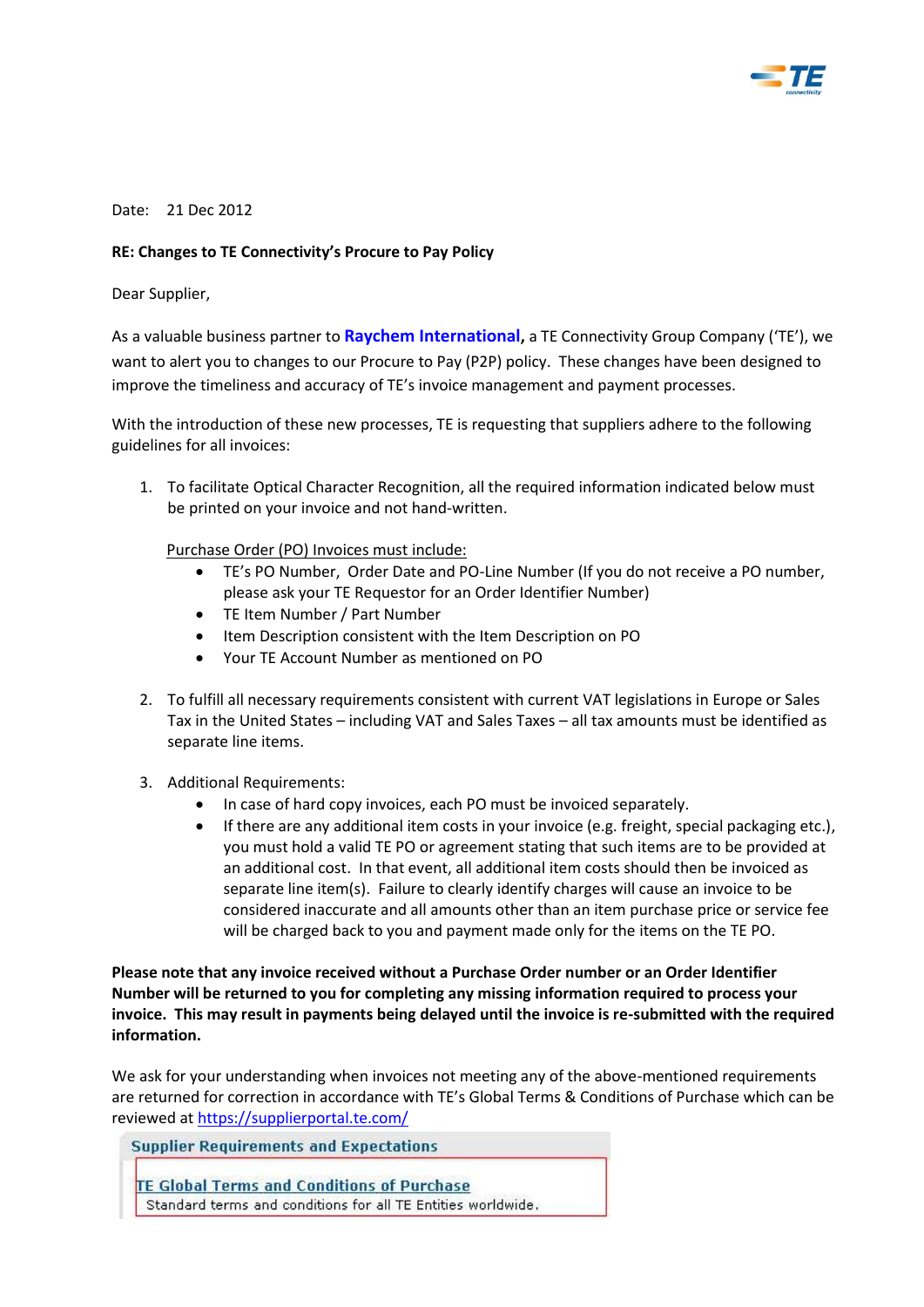Date: 21 Dec 2012

**RE: Changes to TE Connectivity's Procure to Pay Policy**

Dear Supplier,

As a valuable business partner to **Raychem International**, a TE Connectivity Group Company ('TE'), we want to alert you to changes to our Procure to Pay (P2P) policy. These changes have been designed to improve the timeliness and accuracy of TE's invoice management and payment processes.

With the introduction of these new processes, TE is requesting that suppliers adhere to the following guidelines for all invoices:

1. To facilitate Optical Character Recognition, all the required information indicated below must be printed on your invoice and not hand-written.

   Purchase Order (PO) Invoices must include:
   - TE's PO Number, Order Date and PO-Line Number (If you do not receive a PO number, please ask your TE Requestor for an Order Identifier Number)
   - TE Item Number / Part Number
   - Item Description consistent with the Item Description on PO
   - Your TE Account Number as mentioned on PO

2. To fulfill all necessary requirements consistent with current VAT legislations in Europe or Sales Tax in the United States – including VAT and Sales Taxes – all tax amounts must be identified as separate line items.

3. Additional Requirements:
   - In case of hard copy invoices, each PO must be invoiced separately.
   - If there are any additional item costs in your invoice (e.g. freight, special packaging etc.), you must hold a valid TE PO or agreement stating that such items are to be provided at an additional cost. In that event, all additional item costs should then be invoiced as separate line item(s). Failure to clearly identify charges will cause an invoice to be considered inaccurate and all amounts other than an item purchase price or service fee will be charged back to you and payment made only for the items on the TE PO.

**Please note that any invoice received without a Purchase Order number or an Order Identifier Number will be returned to you for completing any missing information required to process your invoice. This may result in payments being delayed until the invoice is re-submitted with the required information.**

We ask for your understanding when invoices not meeting any of the above-mentioned requirements are returned for correction in accordance with TE's Global Terms & Conditions of Purchase which can be reviewed at https://supplierportal.te.com/

**Supplier Requirements and Expectations**

TE Global Terms and Conditions of Purchase
Standard terms and conditions for all TE Entities worldwide.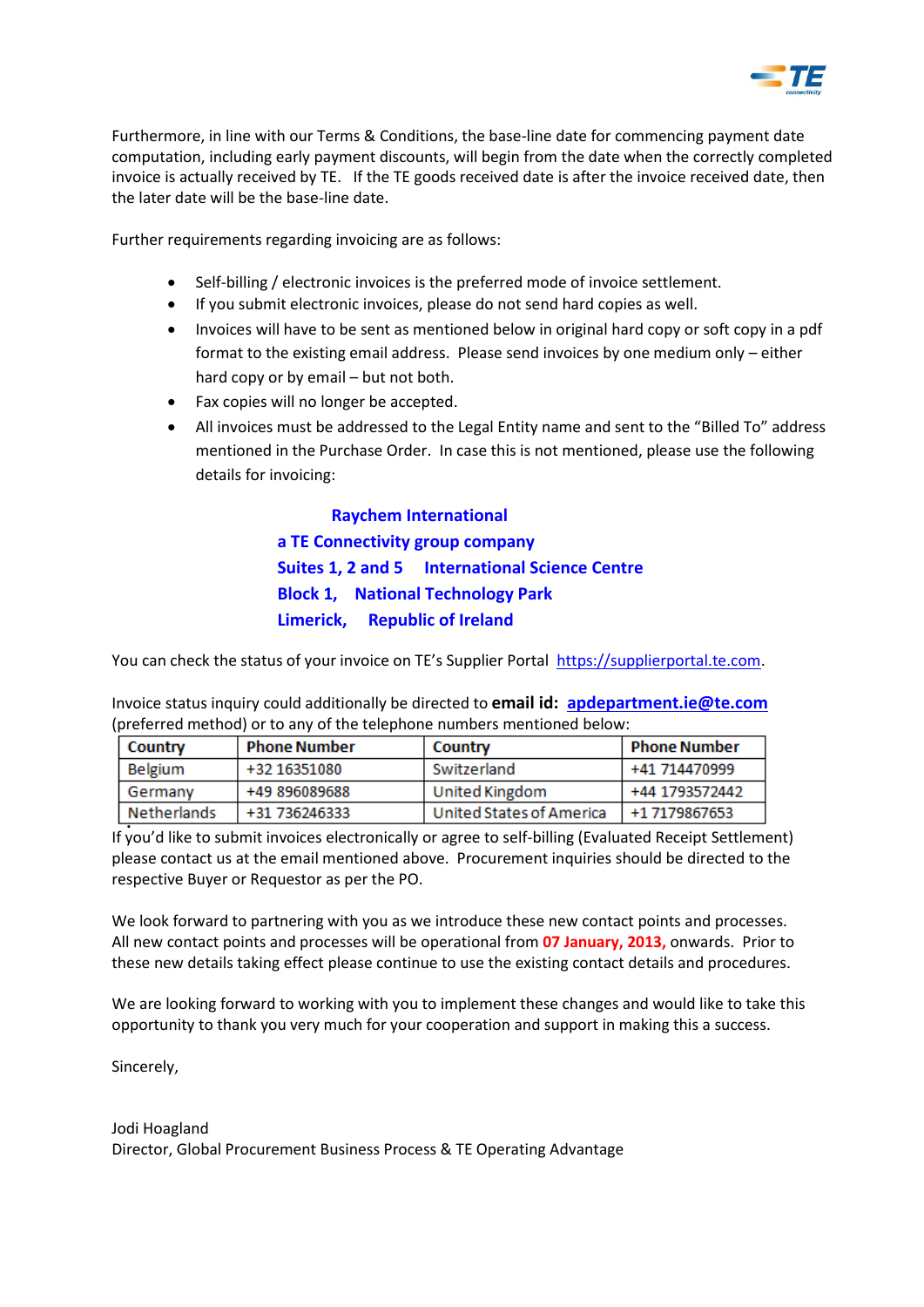Furthermore, in line with our Terms & Conditions, the base-line date for commencing payment date computation, including early payment discounts, will begin from the date when the correctly completed invoice is actually received by TE. If the TE goods received date is after the invoice received date, then the later date will be the base-line date.

Further requirements regarding invoicing are as follows:

- Self-billing / electronic invoices is the preferred mode of invoice settlement.
- If you submit electronic invoices, please do not send hard copies as well.
- Invoices will have to be sent as mentioned below in original hard copy or soft copy in a pdf format to the existing email address. Please send invoices by one medium only – either hard copy or by email – but not both.
- Fax copies will no longer be accepted.
- All invoices must be addressed to the Legal Entity name and sent to the "Billed To" address mentioned in the Purchase Order. In case this is not mentioned, please use the following details for invoicing:

**Raychem International**
**a TE Connectivity group company**
**Suites 1, 2 and 5 International Science Centre**
**Block 1, National Technology Park**
**Limerick, Republic of Ireland**

You can check the status of your invoice on TE's Supplier Portal https://supplierportal.te.com.

Invoice status inquiry could additionally be directed to **email id: apdepartment.ie@te.com** (preferred method) or to any of the telephone numbers mentioned below:

| Country | Phone Number | Country | Phone Number |
|---|---|---|---|
| Belgium | +32 16351080 | Switzerland | +41 714470999 |
| Germany | +49 896089688 | United Kingdom | +44 1793572442 |
| Netherlands | +31 736246333 | United States of America | +1 7179867653 |

If you'd like to submit invoices electronically or agree to self-billing (Evaluated Receipt Settlement) please contact us at the email mentioned above. Procurement inquiries should be directed to the respective Buyer or Requestor as per the PO.

We look forward to partnering with you as we introduce these new contact points and processes. All new contact points and processes will be operational from **07 January, 2013,** onwards. Prior to these new details taking effect please continue to use the existing contact details and procedures.

We are looking forward to working with you to implement these changes and would like to take this opportunity to thank you very much for your cooperation and support in making this a success.

Sincerely,

Jodi Hoagland
Director, Global Procurement Business Process & TE Operating Advantage